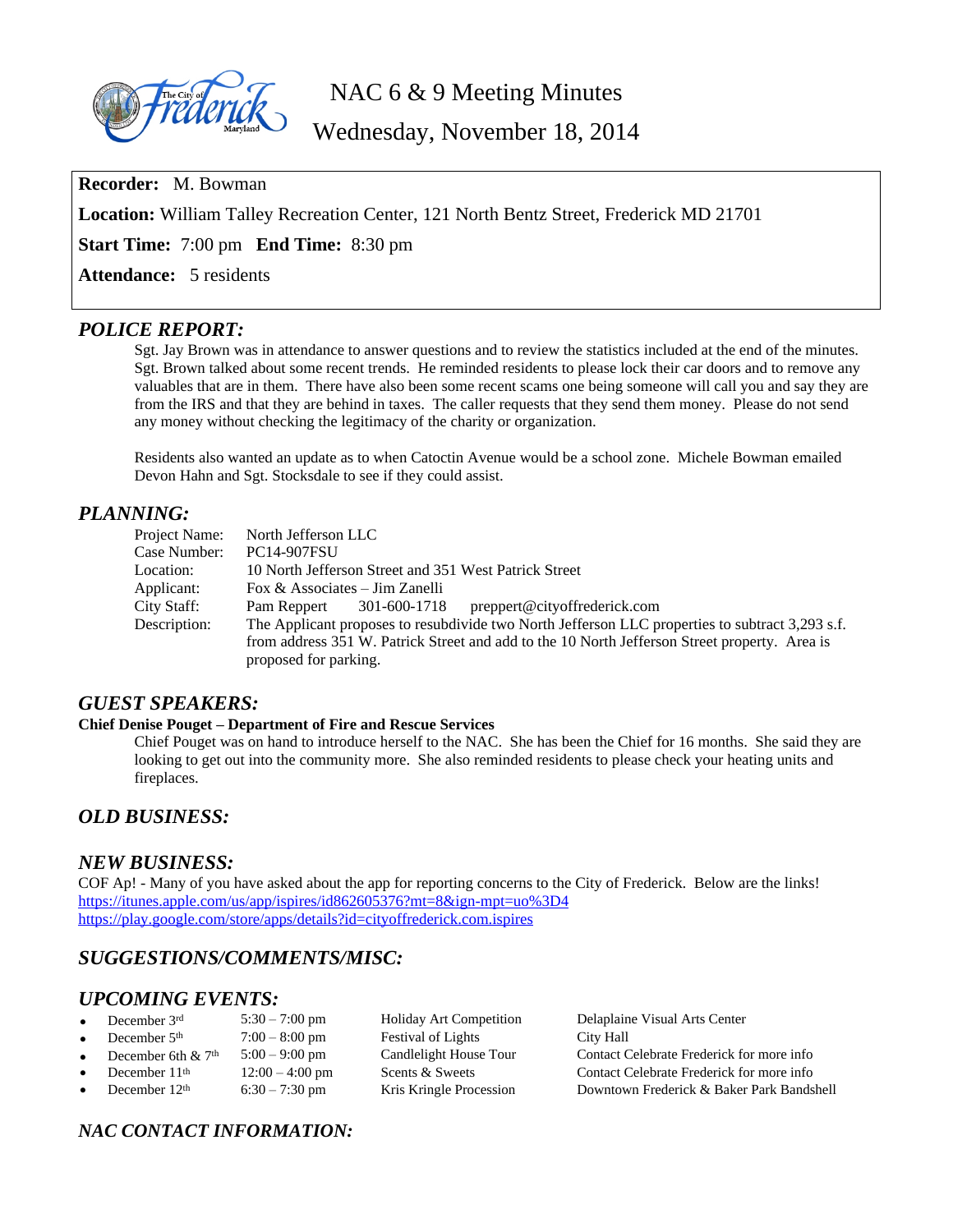# NAC 6 & 9 Meeting Minutes

## Wednesday, November 18, 2014

**Recorder:** M. Bowman

**Location:** William Talley Recreation Center, 121 North Bentz Street, Frederick MD 21701

**Start Time:** 7:00 pm **End Time:** 8:30 pm

**Attendance:** 5 residents

## *POLICE REPORT:*

Sgt. Jay Brown was in attendance to answer questions and to review the statistics included at the end of the minutes. Sgt. Brown talked about some recent trends. He reminded residents to please lock their car doors and to remove any valuables that are in them. There have also been some recent scams one being someone will call you and say they are from the IRS and that they are behind in taxes. The caller requests that they send them money. Please do not send any money without checking the legitimacy of the charity or organization.

Residents also wanted an update as to when Catoctin Avenue would be a school zone. Michele Bowman emailed Devon Hahn and Sgt. Stocksdale to see if they could assist.

## *PLANNING:*

| | |
|---|---|
| Project Name: | North Jefferson LLC |
| Case Number: | PC14-907FSU |
| Location: | 10 North Jefferson Street and 351 West Patrick Street |
| Applicant: | Fox & Associates – Jim Zanelli |
| City Staff: | Pam Reppert 301-600-1718 preppert@cityoffrederick.com |
| Description: | The Applicant proposes to resubdivide two North Jefferson LLC properties to subtract 3,293 s.f. from address 351 W. Patrick Street and add to the 10 North Jefferson Street property. Area is proposed for parking. |

## *GUEST SPEAKERS:*

**Chief Denise Pouget – Department of Fire and Rescue Services**

Chief Pouget was on hand to introduce herself to the NAC. She has been the Chief for 16 months. She said they are looking to get out into the community more. She also reminded residents to please check your heating units and fireplaces.

## *OLD BUSINESS:*

## *NEW BUSINESS:*

COF Ap! - Many of you have asked about the app for reporting concerns to the City of Frederick. Below are the links!
https://itunes.apple.com/us/app/ispires/id862605376?mt=8&ign-mpt=uo%3D4
https://play.google.com/store/apps/details?id=cityoffrederick.com.ispires

## *SUGGESTIONS/COMMENTS/MISC:*

## *UPCOMING EVENTS:*

- December 3rd | 5:30 – 7:00 pm | Holiday Art Competition | Delaplaine Visual Arts Center
- December 5th | 7:00 – 8:00 pm | Festival of Lights | City Hall
- December 6th & 7th | 5:00 – 9:00 pm | Candlelight House Tour | Contact Celebrate Frederick for more info
- December 11th | 12:00 – 4:00 pm | Scents & Sweets | Contact Celebrate Frederick for more info
- December 12th | 6:30 – 7:30 pm | Kris Kringle Procession | Downtown Frederick & Baker Park Bandshell

## *NAC CONTACT INFORMATION:*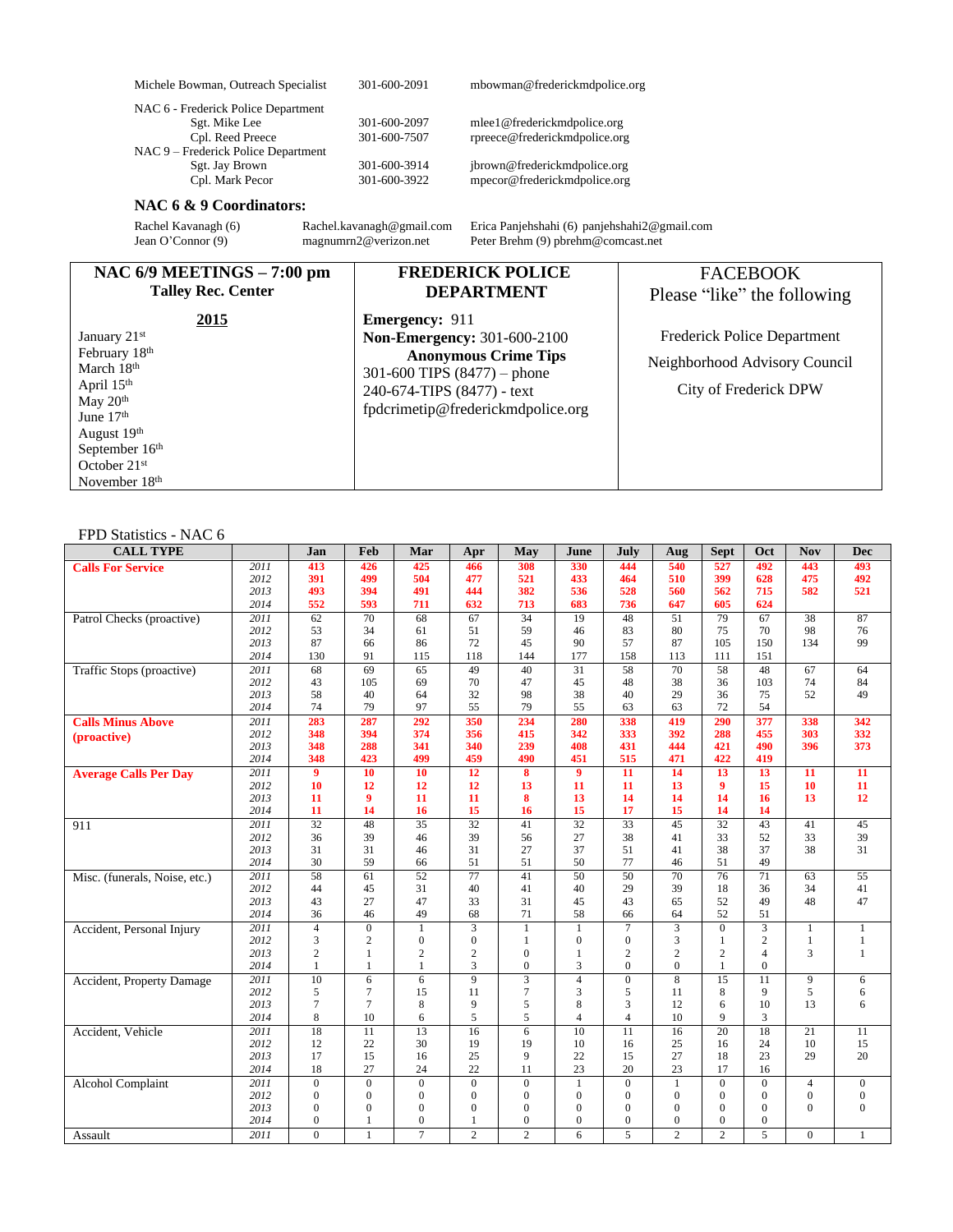Michele Bowman, Outreach Specialist 301-600-2091 mbowman@frederickmdpolice.org

NAC 6 - Frederick Police Department
- Sgt. Mike Lee 301-600-2097 mlee1@frederickmdpolice.org
- Cpl. Reed Preece 301-600-7507 rpreece@frederickmdpolice.org

NAC 9 – Frederick Police Department
- Sgt. Jay Brown 301-600-3914 jbrown@frederickmdpolice.org
- Cpl. Mark Pecor 301-600-3922 mpecor@frederickmdpolice.org

### NAC 6 & 9 Coordinators:

Rachel Kavanagh (6) Rachel.kavanagh@gmail.com
Erica Panjehshahi (6) panjehshahi2@gmail.com
Jean O'Connor (9) magnumrn2@verizon.net
Peter Brehm (9) pbrehm@comcast.net

| NAC 6/9 MEETINGS – 7:00 pm Talley Rec. Center | FREDERICK POLICE DEPARTMENT | FACEBOOK Please "like" the following |
|---|---|---|
| **2015**<br>January 21st<br>February 18th<br>March 18th<br>April 15th<br>May 20th<br>June 17th<br>August 19th<br>September 16th<br>October 21st<br>November 18th | **Emergency:** 911<br>**Non-Emergency:** 301-600-2100<br>**Anonymous Crime Tips**<br>301-600 TIPS (8477) – phone<br>240-674-TIPS (8477) - text<br>fpdcrimetip@frederickmdpolice.org | Frederick Police Department<br>Neighborhood Advisory Council<br>City of Frederick DPW |

FPD Statistics - NAC 6

| CALL TYPE | | Jan | Feb | Mar | Apr | May | June | July | Aug | Sept | Oct | Nov | Dec |
|---|---|---|---|---|---|---|---|---|---|---|---|---|---|
| **Calls For Service** | 2011 | 413 | 426 | 425 | 466 | 308 | 330 | 444 | 540 | 527 | 492 | 443 | 493 |
| | 2012 | 391 | 499 | 504 | 477 | 521 | 433 | 464 | 510 | 399 | 628 | 475 | 492 |
| | 2013 | 493 | 394 | 491 | 444 | 382 | 536 | 528 | 560 | 562 | 715 | 582 | 521 |
| | 2014 | 552 | 593 | 711 | 632 | 713 | 683 | 736 | 647 | 605 | 624 | | |
| Patrol Checks (proactive) | 2011 | 62 | 70 | 68 | 67 | 34 | 19 | 48 | 51 | 79 | 67 | 38 | 87 |
| | 2012 | 53 | 34 | 61 | 51 | 59 | 46 | 83 | 80 | 75 | 70 | 98 | 76 |
| | 2013 | 87 | 66 | 86 | 72 | 45 | 90 | 57 | 87 | 105 | 150 | 134 | 99 |
| | 2014 | 130 | 91 | 115 | 118 | 144 | 177 | 158 | 113 | 111 | 151 | | |
| Traffic Stops (proactive) | 2011 | 68 | 69 | 65 | 49 | 40 | 31 | 58 | 70 | 58 | 48 | 67 | 64 |
| | 2012 | 43 | 105 | 69 | 70 | 47 | 45 | 48 | 38 | 36 | 103 | 74 | 84 |
| | 2013 | 58 | 40 | 64 | 32 | 98 | 38 | 40 | 29 | 36 | 75 | 52 | 49 |
| | 2014 | 74 | 79 | 97 | 55 | 79 | 55 | 63 | 63 | 72 | 54 | | |
| **Calls Minus Above (proactive)** | 2011 | 283 | 287 | 292 | 350 | 234 | 280 | 338 | 419 | 290 | 377 | 338 | 342 |
| | 2012 | 348 | 394 | 374 | 356 | 415 | 342 | 333 | 392 | 288 | 455 | 303 | 332 |
| | 2013 | 348 | 288 | 341 | 340 | 239 | 408 | 431 | 444 | 421 | 490 | 396 | 373 |
| | 2014 | 348 | 423 | 499 | 459 | 490 | 451 | 515 | 471 | 422 | 419 | | |
| **Average Calls Per Day** | 2011 | 9 | 10 | 10 | 12 | 8 | 9 | 11 | 14 | 13 | 13 | 11 | 11 |
| | 2012 | 10 | 12 | 12 | 12 | 13 | 11 | 11 | 13 | 9 | 15 | 10 | 11 |
| | 2013 | 11 | 9 | 11 | 11 | 8 | 13 | 14 | 14 | 14 | 16 | 13 | 12 |
| | 2014 | 11 | 14 | 16 | 15 | 16 | 15 | 17 | 15 | 14 | 14 | | |
| 911 | 2011 | 32 | 48 | 35 | 32 | 41 | 32 | 33 | 45 | 32 | 43 | 41 | 45 |
| | 2012 | 36 | 39 | 46 | 39 | 56 | 27 | 38 | 41 | 33 | 52 | 33 | 39 |
| | 2013 | 31 | 31 | 46 | 31 | 27 | 37 | 51 | 41 | 38 | 37 | 38 | 31 |
| | 2014 | 30 | 59 | 66 | 51 | 51 | 50 | 77 | 46 | 51 | 49 | | |
| Misc. (funerals, Noise, etc.) | 2011 | 58 | 61 | 52 | 77 | 41 | 50 | 50 | 70 | 76 | 71 | 63 | 55 |
| | 2012 | 44 | 45 | 31 | 40 | 41 | 40 | 29 | 39 | 18 | 36 | 34 | 41 |
| | 2013 | 43 | 27 | 47 | 33 | 31 | 45 | 43 | 65 | 52 | 49 | 48 | 47 |
| | 2014 | 36 | 46 | 49 | 68 | 71 | 58 | 66 | 64 | 52 | 51 | | |
| Accident, Personal Injury | 2011 | 4 | 0 | 1 | 3 | 1 | 1 | 7 | 3 | 0 | 3 | 1 | 1 |
| | 2012 | 3 | 2 | 0 | 0 | 1 | 0 | 0 | 3 | 1 | 2 | 1 | 1 |
| | 2013 | 2 | 1 | 2 | 2 | 0 | 1 | 2 | 2 | 2 | 4 | 3 | 1 |
| | 2014 | 1 | 1 | 1 | 3 | 0 | 3 | 0 | 0 | 1 | 0 | | |
| Accident, Property Damage | 2011 | 10 | 6 | 6 | 9 | 3 | 4 | 0 | 8 | 15 | 11 | 9 | 6 |
| | 2012 | 5 | 7 | 15 | 11 | 7 | 3 | 5 | 11 | 8 | 9 | 5 | 6 |
| | 2013 | 7 | 7 | 8 | 9 | 5 | 8 | 3 | 12 | 6 | 10 | 13 | 6 |
| | 2014 | 8 | 10 | 6 | 5 | 5 | 4 | 4 | 10 | 9 | 3 | | |
| Accident, Vehicle | 2011 | 18 | 11 | 13 | 16 | 6 | 10 | 11 | 16 | 20 | 18 | 21 | 11 |
| | 2012 | 12 | 22 | 30 | 19 | 19 | 10 | 16 | 25 | 16 | 24 | 10 | 15 |
| | 2013 | 17 | 15 | 16 | 25 | 9 | 22 | 15 | 27 | 18 | 23 | 29 | 20 |
| | 2014 | 18 | 27 | 24 | 22 | 11 | 23 | 20 | 23 | 17 | 16 | | |
| Alcohol Complaint | 2011 | 0 | 0 | 0 | 0 | 0 | 1 | 0 | 1 | 0 | 0 | 4 | 0 |
| | 2012 | 0 | 0 | 0 | 0 | 0 | 0 | 0 | 0 | 0 | 0 | 0 | 0 |
| | 2013 | 0 | 0 | 0 | 0 | 0 | 0 | 0 | 0 | 0 | 0 | 0 | 0 |
| | 2014 | 0 | 1 | 0 | 1 | 0 | 0 | 0 | 0 | 0 | 0 | | |
| Assault | 2011 | 0 | 1 | 7 | 2 | 2 | 6 | 5 | 2 | 2 | 5 | 0 | 1 |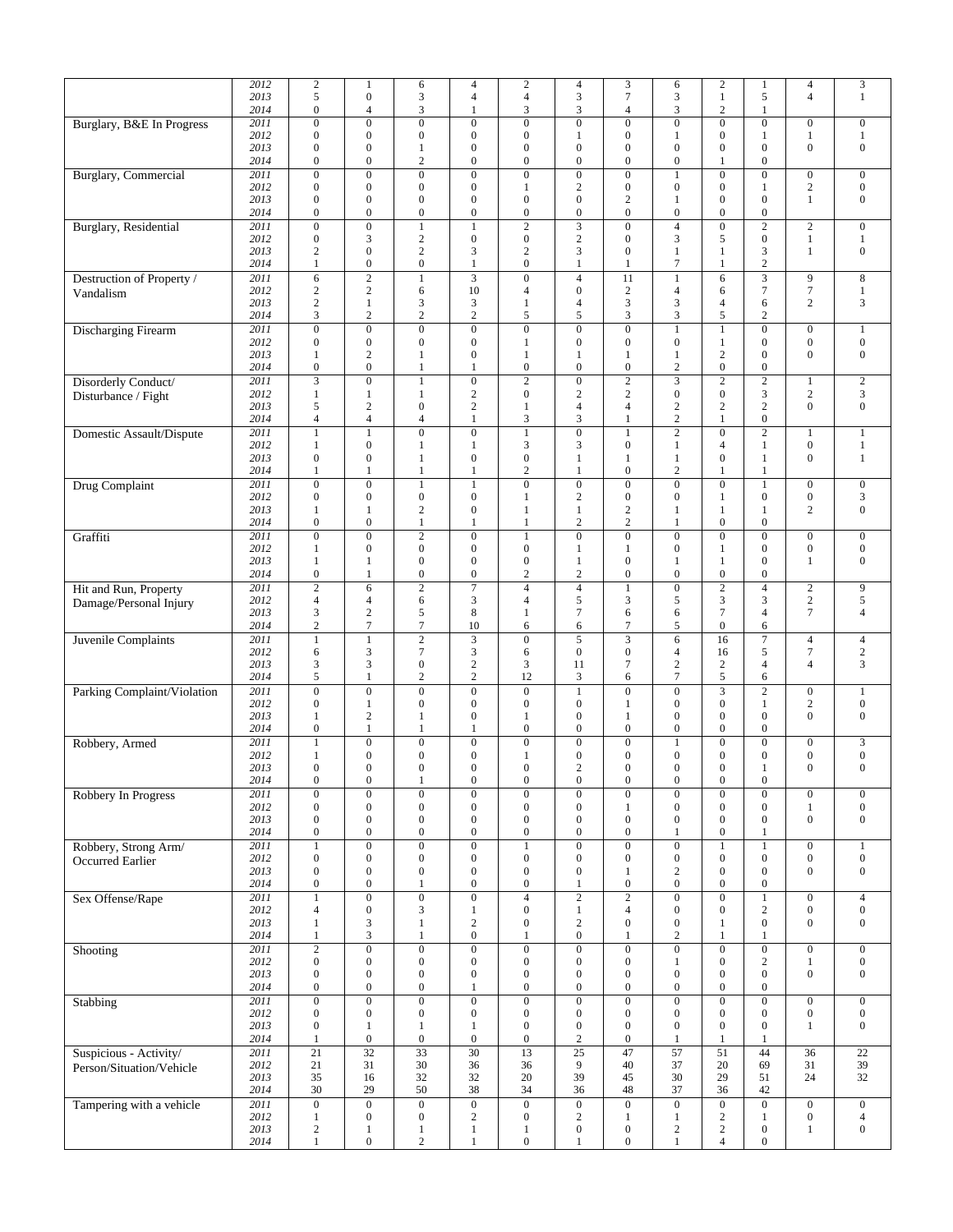| | | | | | | | | | | | | | |
|---|---|---|---|---|---|---|---|---|---|---|---|---|---|
| | 2012 | 2 | 1 | 6 | 4 | 2 | 4 | 3 | 6 | 2 | 1 | 4 | 3 |
| | 2013 | 5 | 0 | 3 | 4 | 4 | 3 | 7 | 3 | 1 | 5 | 4 | 1 |
| | 2014 | 0 | 4 | 3 | 1 | 3 | 3 | 4 | 3 | 2 | 1 | | |
| Burglary, B&E In Progress | 2011 | 0 | 0 | 0 | 0 | 0 | 0 | 0 | 0 | 0 | 0 | 0 | 0 |
| | 2012 | 0 | 0 | 0 | 0 | 0 | 1 | 0 | 1 | 0 | 1 | 1 | 1 |
| | 2013 | 0 | 0 | 1 | 0 | 0 | 0 | 0 | 0 | 0 | 0 | 0 | 0 |
| | 2014 | 0 | 0 | 2 | 0 | 0 | 0 | 0 | 0 | 1 | 0 | | |
| Burglary, Commercial | 2011 | 0 | 0 | 0 | 0 | 0 | 0 | 0 | 1 | 0 | 0 | 0 | 0 |
| | 2012 | 0 | 0 | 0 | 0 | 1 | 2 | 0 | 0 | 0 | 1 | 2 | 0 |
| | 2013 | 0 | 0 | 0 | 0 | 0 | 0 | 2 | 1 | 0 | 0 | 1 | 0 |
| | 2014 | 0 | 0 | 0 | 0 | 0 | 0 | 0 | 0 | 0 | 0 | | |
| Burglary, Residential | 2011 | 0 | 0 | 1 | 1 | 2 | 3 | 0 | 4 | 0 | 2 | 2 | 0 |
| | 2012 | 0 | 3 | 2 | 0 | 0 | 2 | 0 | 3 | 5 | 0 | 1 | 1 |
| | 2013 | 2 | 0 | 2 | 3 | 2 | 3 | 0 | 1 | 1 | 3 | 1 | 0 |
| | 2014 | 1 | 0 | 0 | 1 | 0 | 1 | 1 | 7 | 1 | 2 | | |
| Destruction of Property / Vandalism | 2011 | 6 | 2 | 1 | 3 | 0 | 4 | 11 | 1 | 6 | 3 | 9 | 8 |
| | 2012 | 2 | 2 | 6 | 10 | 4 | 0 | 2 | 4 | 6 | 7 | 7 | 1 |
| | 2013 | 2 | 1 | 3 | 3 | 1 | 4 | 3 | 3 | 4 | 6 | 2 | 3 |
| | 2014 | 3 | 2 | 2 | 2 | 5 | 5 | 3 | 3 | 5 | 2 | | |
| Discharging Firearm | 2011 | 0 | 0 | 0 | 0 | 0 | 0 | 0 | 1 | 1 | 0 | 0 | 1 |
| | 2012 | 0 | 0 | 0 | 0 | 1 | 0 | 0 | 0 | 1 | 0 | 0 | 0 |
| | 2013 | 1 | 2 | 1 | 0 | 1 | 1 | 1 | 1 | 2 | 0 | 0 | 0 |
| | 2014 | 0 | 0 | 1 | 1 | 0 | 0 | 0 | 2 | 0 | 0 | | |
| Disorderly Conduct/ Disturbance / Fight | 2011 | 3 | 0 | 1 | 0 | 2 | 0 | 2 | 3 | 2 | 2 | 1 | 2 |
| | 2012 | 1 | 1 | 1 | 2 | 0 | 2 | 2 | 0 | 0 | 3 | 2 | 3 |
| | 2013 | 5 | 2 | 0 | 2 | 1 | 4 | 4 | 2 | 2 | 2 | 0 | 0 |
| | 2014 | 4 | 4 | 4 | 1 | 3 | 3 | 1 | 2 | 1 | 0 | | |
| Domestic Assault/Dispute | 2011 | 1 | 1 | 0 | 0 | 1 | 0 | 1 | 2 | 0 | 2 | 1 | 1 |
| | 2012 | 1 | 0 | 1 | 1 | 3 | 3 | 0 | 1 | 4 | 1 | 0 | 1 |
| | 2013 | 0 | 0 | 1 | 0 | 0 | 1 | 1 | 1 | 0 | 1 | 0 | 1 |
| | 2014 | 1 | 1 | 1 | 1 | 2 | 1 | 0 | 2 | 1 | 1 | | |
| Drug Complaint | 2011 | 0 | 0 | 1 | 1 | 0 | 0 | 0 | 0 | 0 | 1 | 0 | 0 |
| | 2012 | 0 | 0 | 0 | 0 | 1 | 2 | 0 | 0 | 1 | 0 | 0 | 3 |
| | 2013 | 1 | 1 | 2 | 0 | 1 | 1 | 2 | 1 | 1 | 1 | 2 | 0 |
| | 2014 | 0 | 0 | 1 | 1 | 1 | 2 | 2 | 1 | 0 | 0 | | |
| Graffiti | 2011 | 0 | 0 | 2 | 0 | 1 | 0 | 0 | 0 | 0 | 0 | 0 | 0 |
| | 2012 | 1 | 0 | 0 | 0 | 0 | 1 | 1 | 0 | 1 | 0 | 0 | 0 |
| | 2013 | 1 | 1 | 0 | 0 | 0 | 1 | 0 | 1 | 1 | 0 | 1 | 0 |
| | 2014 | 0 | 1 | 0 | 0 | 2 | 2 | 0 | 0 | 0 | 0 | | |
| Hit and Run, Property Damage/Personal Injury | 2011 | 2 | 6 | 2 | 7 | 4 | 4 | 1 | 0 | 2 | 4 | 2 | 9 |
| | 2012 | 4 | 4 | 6 | 3 | 4 | 5 | 3 | 5 | 3 | 3 | 2 | 5 |
| | 2013 | 3 | 2 | 5 | 8 | 1 | 7 | 6 | 6 | 7 | 4 | 7 | 4 |
| | 2014 | 2 | 7 | 7 | 10 | 6 | 6 | 7 | 5 | 0 | 6 | | |
| Juvenile Complaints | 2011 | 1 | 1 | 2 | 3 | 0 | 5 | 3 | 6 | 16 | 7 | 4 | 4 |
| | 2012 | 6 | 3 | 7 | 3 | 6 | 0 | 0 | 4 | 16 | 5 | 7 | 2 |
| | 2013 | 3 | 3 | 0 | 2 | 3 | 11 | 7 | 2 | 2 | 4 | 4 | 3 |
| | 2014 | 5 | 1 | 2 | 2 | 12 | 3 | 6 | 7 | 5 | 6 | | |
| Parking Complaint/Violation | 2011 | 0 | 0 | 0 | 0 | 0 | 1 | 0 | 0 | 3 | 2 | 0 | 1 |
| | 2012 | 0 | 1 | 0 | 0 | 0 | 0 | 1 | 0 | 0 | 1 | 2 | 0 |
| | 2013 | 1 | 2 | 1 | 0 | 1 | 0 | 1 | 0 | 0 | 0 | 0 | 0 |
| | 2014 | 0 | 1 | 1 | 1 | 0 | 0 | 0 | 0 | 0 | 0 | | |
| Robbery, Armed | 2011 | 1 | 0 | 0 | 0 | 0 | 0 | 0 | 1 | 0 | 0 | 0 | 3 |
| | 2012 | 1 | 0 | 0 | 0 | 1 | 0 | 0 | 0 | 0 | 0 | 0 | 0 |
| | 2013 | 0 | 0 | 0 | 0 | 0 | 2 | 0 | 0 | 0 | 1 | 0 | 0 |
| | 2014 | 0 | 0 | 1 | 0 | 0 | 0 | 0 | 0 | 0 | 0 | | |
| Robbery In Progress | 2011 | 0 | 0 | 0 | 0 | 0 | 0 | 0 | 0 | 0 | 0 | 0 | 0 |
| | 2012 | 0 | 0 | 0 | 0 | 0 | 0 | 1 | 0 | 0 | 0 | 1 | 0 |
| | 2013 | 0 | 0 | 0 | 0 | 0 | 0 | 0 | 0 | 0 | 0 | 0 | 0 |
| | 2014 | 0 | 0 | 0 | 0 | 0 | 0 | 0 | 1 | 0 | 1 | | |
| Robbery, Strong Arm/ Occurred Earlier | 2011 | 1 | 0 | 0 | 0 | 1 | 0 | 0 | 0 | 1 | 1 | 0 | 1 |
| | 2012 | 0 | 0 | 0 | 0 | 0 | 0 | 0 | 0 | 0 | 0 | 0 | 0 |
| | 2013 | 0 | 0 | 0 | 0 | 0 | 0 | 1 | 2 | 0 | 0 | 0 | 0 |
| | 2014 | 0 | 0 | 1 | 0 | 0 | 1 | 0 | 0 | 0 | 0 | | |
| Sex Offense/Rape | 2011 | 1 | 0 | 0 | 0 | 4 | 2 | 2 | 0 | 0 | 1 | 0 | 4 |
| | 2012 | 4 | 0 | 3 | 1 | 0 | 1 | 4 | 0 | 0 | 2 | 0 | 0 |
| | 2013 | 1 | 3 | 1 | 2 | 0 | 2 | 0 | 0 | 1 | 0 | 0 | 0 |
| | 2014 | 1 | 3 | 1 | 0 | 1 | 0 | 1 | 2 | 1 | 1 | | |
| Shooting | 2011 | 2 | 0 | 0 | 0 | 0 | 0 | 0 | 0 | 0 | 0 | 0 | 0 |
| | 2012 | 0 | 0 | 0 | 0 | 0 | 0 | 0 | 1 | 0 | 2 | 1 | 0 |
| | 2013 | 0 | 0 | 0 | 0 | 0 | 0 | 0 | 0 | 0 | 0 | 0 | 0 |
| | 2014 | 0 | 0 | 0 | 1 | 0 | 0 | 0 | 0 | 0 | 0 | | |
| Stabbing | 2011 | 0 | 0 | 0 | 0 | 0 | 0 | 0 | 0 | 0 | 0 | 0 | 0 |
| | 2012 | 0 | 0 | 0 | 0 | 0 | 0 | 0 | 0 | 0 | 0 | 0 | 0 |
| | 2013 | 0 | 1 | 1 | 1 | 0 | 0 | 0 | 0 | 0 | 0 | 1 | 0 |
| | 2014 | 1 | 0 | 0 | 0 | 0 | 2 | 0 | 1 | 1 | 1 | | |
| Suspicious - Activity/ Person/Situation/Vehicle | 2011 | 21 | 32 | 33 | 30 | 13 | 25 | 47 | 57 | 51 | 44 | 36 | 22 |
| | 2012 | 21 | 31 | 30 | 36 | 36 | 9 | 40 | 37 | 20 | 69 | 31 | 39 |
| | 2013 | 35 | 16 | 32 | 32 | 20 | 39 | 45 | 30 | 29 | 51 | 24 | 32 |
| | 2014 | 30 | 29 | 50 | 38 | 34 | 36 | 48 | 37 | 36 | 42 | | |
| Tampering with a vehicle | 2011 | 0 | 0 | 0 | 0 | 0 | 0 | 0 | 0 | 0 | 0 | 0 | 0 |
| | 2012 | 1 | 0 | 0 | 2 | 0 | 2 | 1 | 1 | 2 | 1 | 0 | 4 |
| | 2013 | 2 | 1 | 1 | 1 | 1 | 0 | 0 | 2 | 2 | 0 | 1 | 0 |
| | 2014 | 1 | 0 | 2 | 1 | 0 | 1 | 0 | 1 | 4 | 0 | | |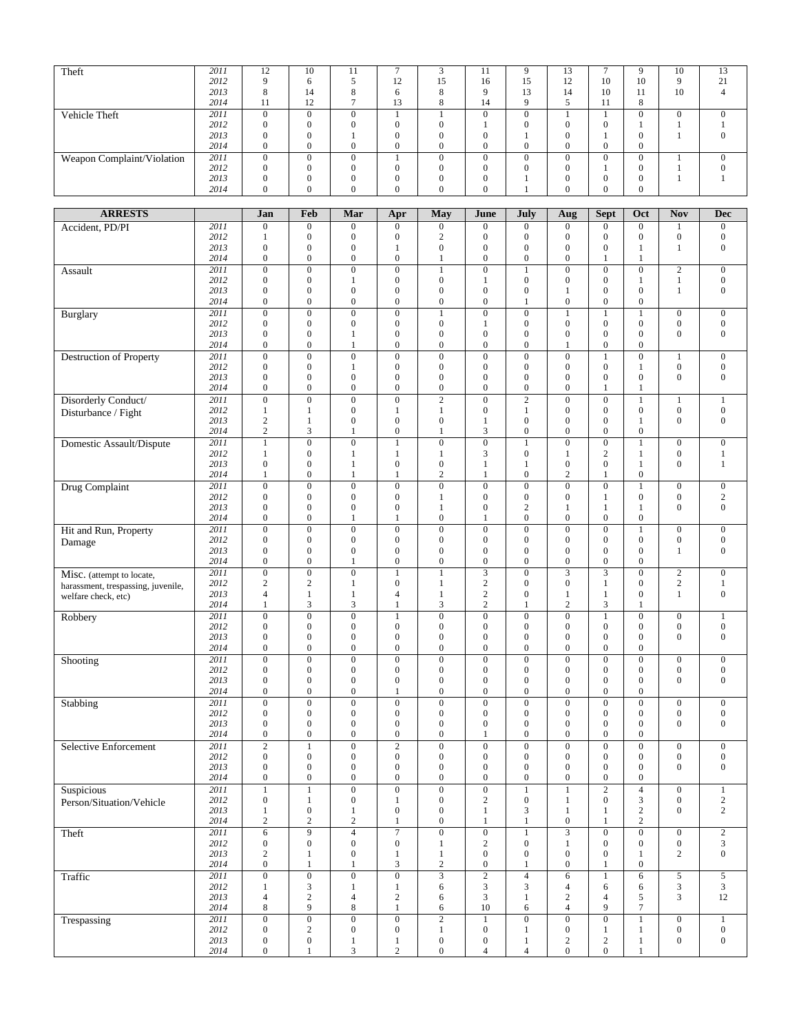| | | Jan | Feb | Mar | Apr | May | June | July | Aug | Sept | Oct | Nov | Dec |
|---|---|---|---|---|---|---|---|---|---|---|---|---|---|
| Theft | *2011* | 12 | 10 | 11 | 7 | 3 | 11 | 9 | 13 | 7 | 9 | 10 | 13 |
| | *2012* | 9 | 6 | 5 | 12 | 15 | 16 | 15 | 12 | 10 | 10 | 9 | 21 |
| | *2013* | 8 | 14 | 8 | 6 | 8 | 9 | 13 | 14 | 10 | 11 | 10 | 4 |
| | *2014* | 11 | 12 | 7 | 13 | 8 | 14 | 9 | 5 | 11 | 8 | | |
| Vehicle Theft | *2011* | 0 | 0 | 0 | 1 | 1 | 0 | 0 | 1 | 1 | 0 | 0 | 0 |
| | *2012* | 0 | 0 | 0 | 0 | 0 | 1 | 0 | 0 | 0 | 1 | 1 | 1 |
| | *2013* | 0 | 0 | 1 | 0 | 0 | 0 | 1 | 0 | 1 | 0 | 1 | 0 |
| | *2014* | 0 | 0 | 0 | 0 | 0 | 0 | 0 | 0 | 0 | 0 | | |
| Weapon Complaint/Violation | *2011* | 0 | 0 | 0 | 1 | 0 | 0 | 0 | 0 | 0 | 0 | 1 | 0 |
| | *2012* | 0 | 0 | 0 | 0 | 0 | 0 | 0 | 0 | 1 | 0 | 1 | 0 |
| | *2013* | 0 | 0 | 0 | 0 | 0 | 0 | 1 | 0 | 0 | 0 | 1 | 1 |
| | *2014* | 0 | 0 | 0 | 0 | 0 | 0 | 1 | 0 | 0 | 0 | | |

| **ARRESTS** | | **Jan** | **Feb** | **Mar** | **Apr** | **May** | **June** | **July** | **Aug** | **Sept** | **Oct** | **Nov** | **Dec** |
|---|---|---|---|---|---|---|---|---|---|---|---|---|---|
| Accident, PD/PI | *2011* | 0 | 0 | 0 | 0 | 0 | 0 | 0 | 0 | 0 | 0 | 1 | 0 |
| | *2012* | 1 | 0 | 0 | 0 | 2 | 0 | 0 | 0 | 0 | 0 | 0 | 0 |
| | *2013* | 0 | 0 | 0 | 1 | 0 | 0 | 0 | 0 | 0 | 1 | 1 | 0 |
| | *2014* | 0 | 0 | 0 | 0 | 1 | 0 | 0 | 0 | 1 | 1 | | |
| Assault | *2011* | 0 | 0 | 0 | 0 | 1 | 0 | 1 | 0 | 0 | 0 | 2 | 0 |
| | *2012* | 0 | 0 | 1 | 0 | 0 | 1 | 0 | 0 | 0 | 1 | 1 | 0 |
| | *2013* | 0 | 0 | 0 | 0 | 0 | 0 | 0 | 1 | 0 | 0 | 1 | 0 |
| | *2014* | 0 | 0 | 0 | 0 | 0 | 0 | 1 | 0 | 0 | 0 | | |
| Burglary | *2011* | 0 | 0 | 0 | 0 | 1 | 0 | 0 | 1 | 1 | 1 | 0 | 0 |
| | *2012* | 0 | 0 | 0 | 0 | 0 | 1 | 0 | 0 | 0 | 0 | 0 | 0 |
| | *2013* | 0 | 0 | 1 | 0 | 0 | 0 | 0 | 0 | 0 | 0 | 0 | 0 |
| | *2014* | 0 | 0 | 1 | 0 | 0 | 0 | 0 | 1 | 0 | 0 | | |
| Destruction of Property | *2011* | 0 | 0 | 0 | 0 | 0 | 0 | 0 | 0 | 1 | 0 | 1 | 0 |
| | *2012* | 0 | 0 | 1 | 0 | 0 | 0 | 0 | 0 | 0 | 1 | 0 | 0 |
| | *2013* | 0 | 0 | 0 | 0 | 0 | 0 | 0 | 0 | 0 | 0 | 0 | 0 |
| | *2014* | 0 | 0 | 0 | 0 | 0 | 0 | 0 | 0 | 1 | 1 | | |
| Disorderly Conduct/ Disturbance / Fight | *2011* | 0 | 0 | 0 | 0 | 2 | 0 | 2 | 0 | 0 | 1 | 1 | 1 |
| | *2012* | 1 | 1 | 0 | 1 | 1 | 0 | 1 | 0 | 0 | 0 | 0 | 0 |
| | *2013* | 2 | 1 | 0 | 0 | 0 | 1 | 0 | 0 | 0 | 1 | 0 | 0 |
| | *2014* | 2 | 3 | 1 | 0 | 1 | 3 | 0 | 0 | 0 | 0 | | |
| Domestic Assault/Dispute | *2011* | 1 | 0 | 0 | 1 | 0 | 0 | 1 | 0 | 0 | 1 | 0 | 0 |
| | *2012* | 1 | 0 | 1 | 1 | 1 | 3 | 0 | 1 | 2 | 1 | 0 | 1 |
| | *2013* | 0 | 0 | 1 | 0 | 0 | 1 | 1 | 0 | 0 | 1 | 0 | 1 |
| | *2014* | 1 | 0 | 1 | 1 | 2 | 1 | 0 | 2 | 1 | 0 | | |
| Drug Complaint | *2011* | 0 | 0 | 0 | 0 | 0 | 0 | 0 | 0 | 0 | 1 | 0 | 0 |
| | *2012* | 0 | 0 | 0 | 0 | 1 | 0 | 0 | 0 | 1 | 0 | 0 | 2 |
| | *2013* | 0 | 0 | 0 | 0 | 1 | 0 | 2 | 1 | 1 | 1 | 0 | 0 |
| | *2014* | 0 | 0 | 1 | 1 | 0 | 1 | 0 | 0 | 0 | 0 | | |
| Hit and Run, Property Damage | *2011* | 0 | 0 | 0 | 0 | 0 | 0 | 0 | 0 | 0 | 1 | 0 | 0 |
| | *2012* | 0 | 0 | 0 | 0 | 0 | 0 | 0 | 0 | 0 | 0 | 0 | 0 |
| | *2013* | 0 | 0 | 0 | 0 | 0 | 0 | 0 | 0 | 0 | 0 | 1 | 0 |
| | *2014* | 0 | 0 | 1 | 0 | 0 | 0 | 0 | 0 | 0 | 0 | | |
| Misc. (attempt to locate, harassment, trespassing, juvenile, welfare check, etc) | *2011* | 0 | 0 | 0 | 1 | 1 | 3 | 0 | 3 | 3 | 0 | 2 | 0 |
| | *2012* | 2 | 2 | 1 | 0 | 1 | 2 | 0 | 0 | 1 | 0 | 2 | 1 |
| | *2013* | 4 | 1 | 1 | 4 | 1 | 2 | 0 | 1 | 1 | 0 | 1 | 0 |
| | *2014* | 1 | 3 | 3 | 1 | 3 | 2 | 1 | 2 | 3 | 1 | | |
| Robbery | *2011* | 0 | 0 | 0 | 1 | 0 | 0 | 0 | 0 | 1 | 0 | 0 | 1 |
| | *2012* | 0 | 0 | 0 | 0 | 0 | 0 | 0 | 0 | 0 | 0 | 0 | 0 |
| | *2013* | 0 | 0 | 0 | 0 | 0 | 0 | 0 | 0 | 0 | 0 | 0 | 0 |
| | *2014* | 0 | 0 | 0 | 0 | 0 | 0 | 0 | 0 | 0 | 0 | | |
| Shooting | *2011* | 0 | 0 | 0 | 0 | 0 | 0 | 0 | 0 | 0 | 0 | 0 | 0 |
| | *2012* | 0 | 0 | 0 | 0 | 0 | 0 | 0 | 0 | 0 | 0 | 0 | 0 |
| | *2013* | 0 | 0 | 0 | 0 | 0 | 0 | 0 | 0 | 0 | 0 | 0 | 0 |
| | *2014* | 0 | 0 | 0 | 1 | 0 | 0 | 0 | 0 | 0 | 0 | | |
| Stabbing | *2011* | 0 | 0 | 0 | 0 | 0 | 0 | 0 | 0 | 0 | 0 | 0 | 0 |
| | *2012* | 0 | 0 | 0 | 0 | 0 | 0 | 0 | 0 | 0 | 0 | 0 | 0 |
| | *2013* | 0 | 0 | 0 | 0 | 0 | 0 | 0 | 0 | 0 | 0 | 0 | 0 |
| | *2014* | 0 | 0 | 0 | 0 | 0 | 1 | 0 | 0 | 0 | 0 | | |
| Selective Enforcement | *2011* | 2 | 1 | 0 | 2 | 0 | 0 | 0 | 0 | 0 | 0 | 0 | 0 |
| | *2012* | 0 | 0 | 0 | 0 | 0 | 0 | 0 | 0 | 0 | 0 | 0 | 0 |
| | *2013* | 0 | 0 | 0 | 0 | 0 | 0 | 0 | 0 | 0 | 0 | 0 | 0 |
| | *2014* | 0 | 0 | 0 | 0 | 0 | 0 | 0 | 0 | 0 | 0 | | |
| Suspicious Person/Situation/Vehicle | *2011* | 1 | 1 | 0 | 0 | 0 | 0 | 1 | 1 | 2 | 4 | 0 | 1 |
| | *2012* | 0 | 1 | 0 | 1 | 0 | 2 | 0 | 1 | 0 | 3 | 0 | 2 |
| | *2013* | 1 | 0 | 1 | 0 | 0 | 1 | 3 | 1 | 1 | 2 | 0 | 2 |
| | *2014* | 2 | 2 | 2 | 1 | 0 | 1 | 1 | 0 | 1 | 2 | | |
| Theft | *2011* | 6 | 9 | 4 | 7 | 0 | 0 | 1 | 3 | 0 | 0 | 0 | 2 |
| | *2012* | 0 | 0 | 0 | 0 | 1 | 2 | 0 | 1 | 0 | 0 | 0 | 3 |
| | *2013* | 2 | 1 | 0 | 1 | 1 | 0 | 0 | 0 | 0 | 1 | 2 | 0 |
| | *2014* | 0 | 1 | 1 | 3 | 2 | 0 | 1 | 0 | 1 | 0 | | |
| Traffic | *2011* | 0 | 0 | 0 | 0 | 3 | 2 | 4 | 6 | 1 | 6 | 5 | 5 |
| | *2012* | 1 | 3 | 1 | 1 | 6 | 3 | 3 | 4 | 6 | 6 | 3 | 3 |
| | *2013* | 4 | 2 | 4 | 2 | 6 | 3 | 1 | 2 | 4 | 5 | 3 | 12 |
| | *2014* | 8 | 9 | 8 | 1 | 6 | 10 | 6 | 4 | 9 | 7 | | |
| Trespassing | *2011* | 0 | 0 | 0 | 0 | 2 | 1 | 0 | 0 | 0 | 1 | 0 | 1 |
| | *2012* | 0 | 2 | 0 | 0 | 1 | 0 | 1 | 0 | 1 | 1 | 0 | 0 |
| | *2013* | 0 | 0 | 1 | 1 | 0 | 0 | 1 | 2 | 2 | 1 | 0 | 0 |
| | *2014* | 0 | 1 | 3 | 2 | 0 | 4 | 4 | 0 | 0 | 1 | | |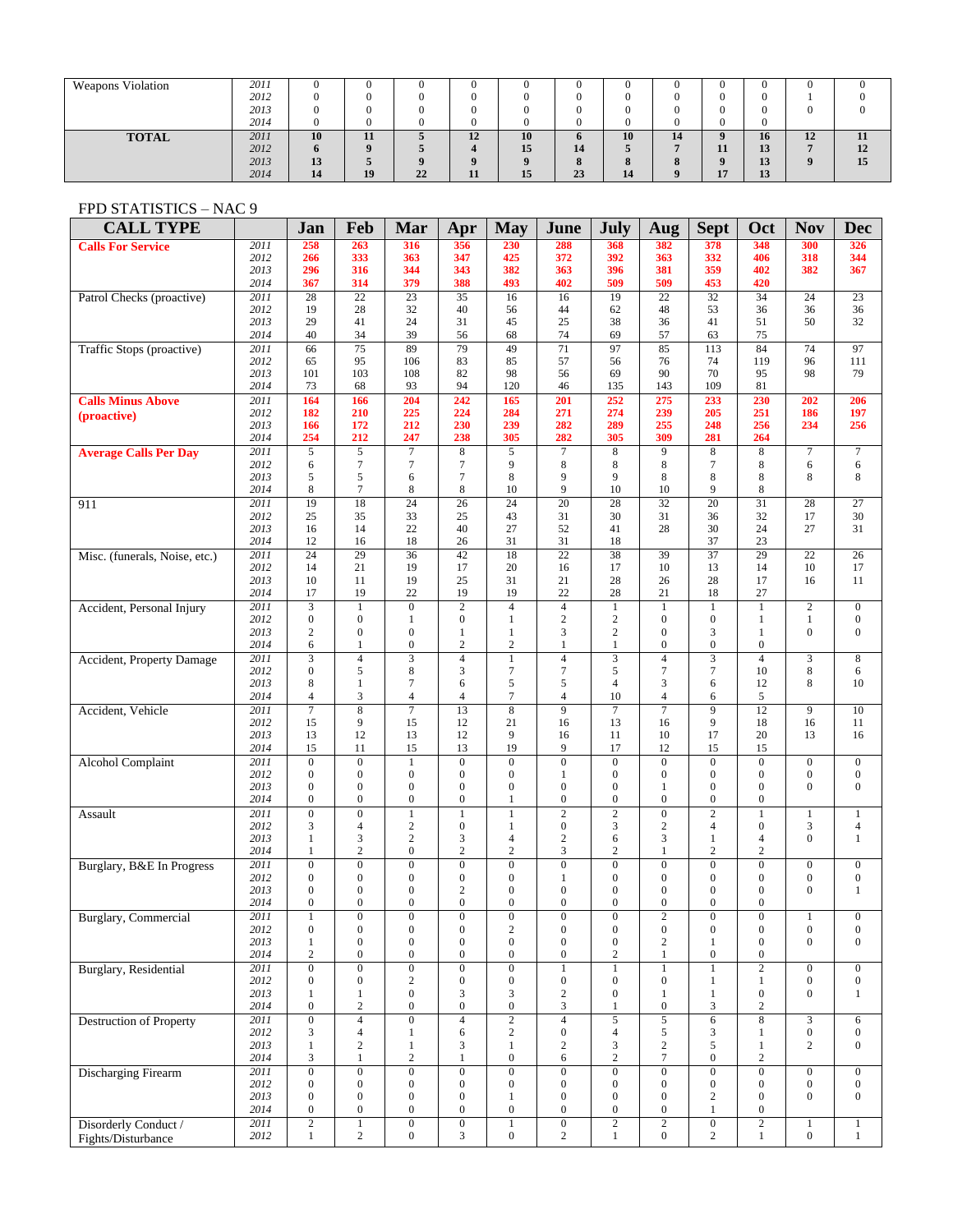| | | Jan | Feb | Mar | Apr | May | June | July | Aug | Sept | Oct | Nov | Dec |
|---|---|---|---|---|---|---|---|---|---|---|---|---|---|
| Weapons Violation | 2011 | 0 | 0 | 0 | 0 | 0 | 0 | 0 | 0 | 0 | 0 | 0 | 0 |
| | 2012 | 0 | 0 | 0 | 0 | 0 | 0 | 0 | 0 | 0 | 0 | 1 | 0 |
| | 2013 | 0 | 0 | 0 | 0 | 0 | 0 | 0 | 0 | 0 | 0 | 0 | 0 |
| | 2014 | 0 | 0 | 0 | 0 | 0 | 0 | 0 | 0 | 0 | 0 | | |
| **TOTAL** | 2011 | **10** | **11** | **5** | **12** | **10** | **6** | **10** | **14** | **9** | **16** | **12** | **11** |
| | 2012 | **6** | **9** | **5** | **4** | **15** | **14** | **5** | **7** | **11** | **13** | **7** | **12** |
| | 2013 | **13** | **5** | **9** | **9** | **9** | **8** | **8** | **8** | **9** | **13** | **9** | **15** |
| | 2014 | **14** | **19** | **22** | **11** | **15** | **23** | **14** | **9** | **17** | **13** | | |

FPD STATISTICS – NAC 9

| CALL TYPE | | Jan | Feb | Mar | Apr | May | June | July | Aug | Sept | Oct | Nov | Dec |
|---|---|---|---|---|---|---|---|---|---|---|---|---|---|
| **Calls For Service** | 2011 | **258** | **263** | **316** | **356** | **230** | **288** | **368** | **382** | **378** | **348** | **300** | **326** |
| | 2012 | **266** | **333** | **363** | **347** | **425** | **372** | **392** | **363** | **332** | **406** | **318** | **344** |
| | 2013 | **296** | **316** | **344** | **343** | **382** | **363** | **396** | **381** | **359** | **402** | **382** | **367** |
| | 2014 | **367** | **314** | **379** | **388** | **493** | **402** | **509** | **509** | **453** | **420** | | |
| Patrol Checks (proactive) | 2011 | 28 | 22 | 23 | 35 | 16 | 16 | 19 | 22 | 32 | 34 | 24 | 23 |
| | 2012 | 19 | 28 | 32 | 40 | 56 | 44 | 62 | 48 | 53 | 36 | 36 | 36 |
| | 2013 | 29 | 41 | 24 | 31 | 45 | 25 | 38 | 36 | 41 | 51 | 50 | 32 |
| | 2014 | 40 | 34 | 39 | 56 | 68 | 74 | 69 | 57 | 63 | 75 | | |
| Traffic Stops (proactive) | 2011 | 66 | 75 | 89 | 79 | 49 | 71 | 97 | 85 | 113 | 84 | 74 | 97 |
| | 2012 | 65 | 95 | 106 | 83 | 85 | 57 | 56 | 76 | 74 | 119 | 96 | 111 |
| | 2013 | 101 | 103 | 108 | 82 | 98 | 56 | 69 | 90 | 70 | 95 | 98 | 79 |
| | 2014 | 73 | 68 | 93 | 94 | 120 | 46 | 135 | 143 | 109 | 81 | | |
| **Calls Minus Above (proactive)** | 2011 | **164** | **166** | **204** | **242** | **165** | **201** | **252** | **275** | **233** | **230** | **202** | **206** |
| | 2012 | **182** | **210** | **225** | **224** | **284** | **271** | **274** | **239** | **205** | **251** | **186** | **197** |
| | 2013 | **166** | **172** | **212** | **230** | **239** | **282** | **289** | **255** | **248** | **256** | **234** | **256** |
| | 2014 | **254** | **212** | **247** | **238** | **305** | **282** | **305** | **309** | **281** | **264** | | |
| **Average Calls Per Day** | 2011 | 5 | 5 | 7 | 8 | 5 | 7 | 8 | 9 | 8 | 8 | 7 | 7 |
| | 2012 | 6 | 7 | 7 | 7 | 9 | 8 | 8 | 8 | 7 | 8 | 6 | 6 |
| | 2013 | 5 | 5 | 6 | 7 | 8 | 9 | 9 | 8 | 8 | 8 | 8 | 8 |
| | 2014 | 8 | 7 | 8 | 8 | 10 | 9 | 10 | 10 | 9 | 8 | | |
| 911 | 2011 | 19 | 18 | 24 | 26 | 24 | 20 | 28 | 32 | 20 | 31 | 28 | 27 |
| | 2012 | 25 | 35 | 33 | 25 | 43 | 31 | 30 | 31 | 36 | 32 | 17 | 30 |
| | 2013 | 16 | 14 | 22 | 40 | 27 | 52 | 41 | 28 | 30 | 24 | 27 | 31 |
| | 2014 | 12 | 16 | 18 | 26 | 31 | 31 | 18 | | 37 | 23 | | |
| Misc. (funerals, Noise, etc.) | 2011 | 24 | 29 | 36 | 42 | 18 | 22 | 38 | 39 | 37 | 29 | 22 | 26 |
| | 2012 | 14 | 21 | 19 | 17 | 20 | 16 | 17 | 10 | 13 | 14 | 10 | 17 |
| | 2013 | 10 | 11 | 19 | 25 | 31 | 21 | 28 | 26 | 28 | 17 | 16 | 11 |
| | 2014 | 17 | 19 | 22 | 19 | 19 | 22 | 28 | 21 | 18 | 27 | | |
| Accident, Personal Injury | 2011 | 3 | 1 | 0 | 2 | 4 | 4 | 1 | 1 | 1 | 1 | 2 | 0 |
| | 2012 | 0 | 0 | 1 | 0 | 1 | 2 | 2 | 0 | 0 | 1 | 1 | 0 |
| | 2013 | 2 | 0 | 0 | 1 | 1 | 3 | 2 | 0 | 3 | 1 | 0 | 0 |
| | 2014 | 6 | 1 | 0 | 2 | 2 | 1 | 1 | 0 | 0 | 0 | | |
| Accident, Property Damage | 2011 | 3 | 4 | 3 | 4 | 1 | 4 | 3 | 4 | 3 | 4 | 3 | 8 |
| | 2012 | 0 | 5 | 8 | 3 | 7 | 7 | 5 | 7 | 7 | 10 | 8 | 6 |
| | 2013 | 8 | 1 | 7 | 6 | 5 | 5 | 4 | 3 | 6 | 12 | 8 | 10 |
| | 2014 | 4 | 3 | 4 | 4 | 7 | 4 | 10 | 4 | 6 | 5 | | |
| Accident, Vehicle | 2011 | 7 | 8 | 7 | 13 | 8 | 9 | 7 | 7 | 9 | 12 | 9 | 10 |
| | 2012 | 15 | 9 | 15 | 12 | 21 | 16 | 13 | 16 | 9 | 18 | 16 | 11 |
| | 2013 | 13 | 12 | 13 | 12 | 9 | 16 | 11 | 10 | 17 | 20 | 13 | 16 |
| | 2014 | 15 | 11 | 15 | 13 | 19 | 9 | 17 | 12 | 15 | 15 | | |
| Alcohol Complaint | 2011 | 0 | 0 | 1 | 0 | 0 | 0 | 0 | 0 | 0 | 0 | 0 | 0 |
| | 2012 | 0 | 0 | 0 | 0 | 0 | 1 | 0 | 0 | 0 | 0 | 0 | 0 |
| | 2013 | 0 | 0 | 0 | 0 | 0 | 0 | 0 | 1 | 0 | 0 | 0 | 0 |
| | 2014 | 0 | 0 | 0 | 0 | 1 | 0 | 0 | 0 | 0 | 0 | | |
| Assault | 2011 | 0 | 0 | 1 | 1 | 1 | 2 | 2 | 0 | 2 | 1 | 1 | 1 |
| | 2012 | 3 | 4 | 2 | 0 | 1 | 0 | 3 | 2 | 4 | 0 | 3 | 4 |
| | 2013 | 1 | 3 | 2 | 3 | 4 | 2 | 6 | 3 | 1 | 4 | 0 | 1 |
| | 2014 | 1 | 2 | 0 | 2 | 2 | 3 | 2 | 1 | 2 | 2 | | |
| Burglary, B&E In Progress | 2011 | 0 | 0 | 0 | 0 | 0 | 0 | 0 | 0 | 0 | 0 | 0 | 0 |
| | 2012 | 0 | 0 | 0 | 0 | 0 | 1 | 0 | 0 | 0 | 0 | 0 | 0 |
| | 2013 | 0 | 0 | 0 | 2 | 0 | 0 | 0 | 0 | 0 | 0 | 0 | 1 |
| | 2014 | 0 | 0 | 0 | 0 | 0 | 0 | 0 | 0 | 0 | 0 | | |
| Burglary, Commercial | 2011 | 1 | 0 | 0 | 0 | 0 | 0 | 0 | 2 | 0 | 0 | 1 | 0 |
| | 2012 | 0 | 0 | 0 | 0 | 2 | 0 | 0 | 0 | 0 | 0 | 0 | 0 |
| | 2013 | 1 | 0 | 0 | 0 | 0 | 0 | 0 | 2 | 1 | 0 | 0 | 0 |
| | 2014 | 2 | 0 | 0 | 0 | 0 | 0 | 2 | 1 | 0 | 0 | | |
| Burglary, Residential | 2011 | 0 | 0 | 0 | 0 | 0 | 1 | 1 | 1 | 1 | 2 | 0 | 0 |
| | 2012 | 0 | 0 | 2 | 0 | 0 | 0 | 0 | 0 | 1 | 1 | 0 | 0 |
| | 2013 | 1 | 1 | 0 | 3 | 3 | 2 | 0 | 1 | 1 | 0 | 0 | 1 |
| | 2014 | 0 | 2 | 0 | 0 | 0 | 3 | 1 | 0 | 3 | 2 | | |
| Destruction of Property | 2011 | 0 | 4 | 0 | 4 | 2 | 4 | 5 | 5 | 6 | 8 | 3 | 6 |
| | 2012 | 3 | 4 | 1 | 6 | 2 | 0 | 4 | 5 | 3 | 1 | 0 | 0 |
| | 2013 | 1 | 2 | 1 | 3 | 1 | 2 | 3 | 2 | 5 | 1 | 2 | 0 |
| | 2014 | 3 | 1 | 2 | 1 | 0 | 6 | 2 | 7 | 0 | 2 | | |
| Discharging Firearm | 2011 | 0 | 0 | 0 | 0 | 0 | 0 | 0 | 0 | 0 | 0 | 0 | 0 |
| | 2012 | 0 | 0 | 0 | 0 | 0 | 0 | 0 | 0 | 0 | 0 | 0 | 0 |
| | 2013 | 0 | 0 | 0 | 0 | 1 | 0 | 0 | 0 | 2 | 0 | 0 | 0 |
| | 2014 | 0 | 0 | 0 | 0 | 0 | 0 | 0 | 0 | 1 | 0 | | |
| Disorderly Conduct / Fights/Disturbance | 2011 | 2 | 1 | 0 | 0 | 1 | 0 | 2 | 2 | 0 | 2 | 1 | 1 |
| | 2012 | 1 | 2 | 0 | 3 | 0 | 2 | 1 | 0 | 2 | 1 | 0 | 1 |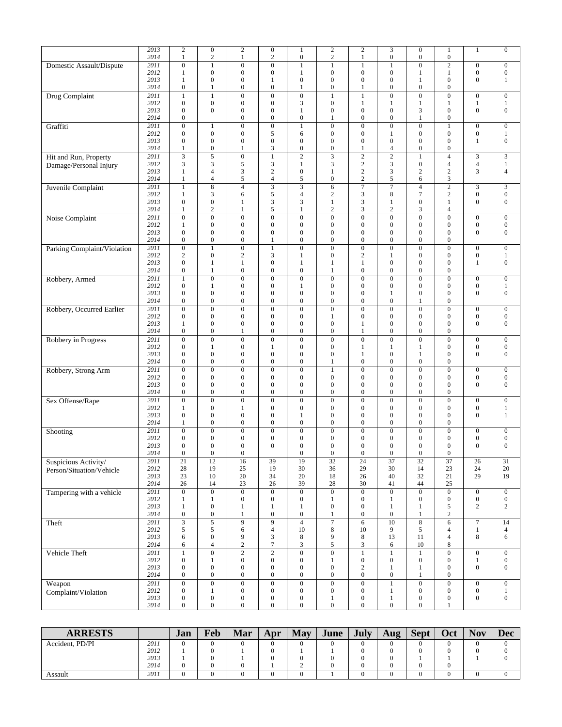|  |  |  |  |  |  |  |  |  |  |  |  |  |  |
|---|---|---|---|---|---|---|---|---|---|---|---|---|---|
|  | 2013 | 2 | 0 | 2 | 0 | 1 | 2 | 2 | 3 | 0 | 1 | 1 | 0 |
|  | 2014 | 1 | 2 | 1 | 2 | 0 | 2 | 1 | 0 | 0 | 0 |  |  |
| Domestic Assault/Dispute | 2011 | 0 | 1 | 0 | 0 | 1 | 1 | 1 | 1 | 0 | 2 | 0 | 0 |
|  | 2012 | 1 | 0 | 0 | 0 | 1 | 0 | 0 | 0 | 1 | 1 | 0 | 0 |
|  | 2013 | 1 | 0 | 0 | 1 | 0 | 0 | 0 | 0 | 1 | 0 | 0 | 1 |
|  | 2014 | 0 | 1 | 0 | 0 | 1 | 0 | 1 | 0 | 0 | 0 |  |  |
| Drug Complaint | 2011 | 1 | 1 | 0 | 0 | 0 | 1 | 1 | 0 | 0 | 0 | 0 | 0 |
|  | 2012 | 0 | 0 | 0 | 0 | 3 | 0 | 1 | 1 | 1 | 1 | 1 | 1 |
|  | 2013 | 0 | 0 | 0 | 0 | 1 | 0 | 0 | 0 | 3 | 0 | 0 | 0 |
|  | 2014 | 0 |  | 0 | 0 | 0 | 1 | 0 | 0 | 1 | 0 |  |  |
| Graffiti | 2011 | 0 | 1 | 0 | 0 | 1 | 0 | 0 | 0 | 0 | 1 | 0 | 0 |
|  | 2012 | 0 | 0 | 0 | 5 | 6 | 0 | 0 | 1 | 0 | 0 | 0 | 1 |
|  | 2013 | 0 | 0 | 0 | 0 | 0 | 0 | 0 | 0 | 0 | 0 | 1 | 0 |
|  | 2014 | 1 | 0 | 1 | 3 | 0 | 0 | 1 | 4 | 0 | 0 |  |  |
| Hit and Run, Property Damage/Personal Injury | 2011 | 3 | 5 | 0 | 1 | 2 | 3 | 2 | 2 | 1 | 4 | 3 | 3 |
|  | 2012 | 3 | 3 | 5 | 3 | 1 | 3 | 2 | 3 | 0 | 4 | 4 | 1 |
|  | 2013 | 1 | 4 | 3 | 2 | 0 | 1 | 2 | 3 | 2 | 2 | 3 | 4 |
|  | 2014 | 1 | 4 | 5 | 4 | 5 | 0 | 2 | 5 | 6 | 3 |  |  |
| Juvenile Complaint | 2011 | 1 | 8 | 4 | 3 | 3 | 6 | 7 | 7 | 4 | 2 | 3 | 3 |
|  | 2012 | 1 | 3 | 6 | 5 | 4 | 2 | 3 | 8 | 7 | 2 | 0 | 0 |
|  | 2013 | 0 | 0 | 1 | 3 | 3 | 1 | 3 | 1 | 0 | 1 | 0 | 0 |
|  | 2014 | 1 | 2 | 1 | 5 | 1 | 2 | 3 | 2 | 3 | 4 |  |  |
| Noise Complaint | 2011 | 0 | 0 | 0 | 0 | 0 | 0 | 0 | 0 | 0 | 0 | 0 | 0 |
|  | 2012 | 1 | 0 | 0 | 0 | 0 | 0 | 0 | 0 | 0 | 0 | 0 | 0 |
|  | 2013 | 0 | 0 | 0 | 0 | 0 | 0 | 0 | 0 | 0 | 0 | 0 | 0 |
|  | 2014 | 0 | 0 | 0 | 1 | 0 | 0 | 0 | 0 | 0 | 0 |  |  |
| Parking Complaint/Violation | 2011 | 0 | 1 | 0 | 1 | 0 | 0 | 0 | 0 | 0 | 0 | 0 | 0 |
|  | 2012 | 2 | 0 | 2 | 3 | 1 | 0 | 2 | 1 | 0 | 0 | 0 | 1 |
|  | 2013 | 0 | 1 | 1 | 0 | 1 | 1 | 1 | 0 | 0 | 0 | 1 | 0 |
|  | 2014 | 0 | 1 | 0 | 0 | 0 | 1 | 0 | 0 | 0 | 0 |  |  |
| Robbery, Armed | 2011 | 1 | 0 | 0 | 0 | 0 | 0 | 0 | 0 | 0 | 0 | 0 | 0 |
|  | 2012 | 0 | 1 | 0 | 0 | 1 | 0 | 0 | 0 | 0 | 0 | 0 | 1 |
|  | 2013 | 0 | 0 | 0 | 0 | 0 | 0 | 0 | 1 | 0 | 0 | 0 | 0 |
|  | 2014 | 0 | 0 | 0 | 0 | 0 | 0 | 0 | 0 | 1 | 0 |  |  |
| Robbery, Occurred Earlier | 2011 | 0 | 0 | 0 | 0 | 0 | 0 | 0 | 0 | 0 | 0 | 0 | 0 |
|  | 2012 | 0 | 0 | 0 | 0 | 0 | 1 | 0 | 0 | 0 | 0 | 0 | 0 |
|  | 2013 | 1 | 0 | 0 | 0 | 0 | 0 | 1 | 0 | 0 | 0 | 0 | 0 |
|  | 2014 | 0 | 0 | 1 | 0 | 0 | 0 | 1 | 0 | 0 | 0 |  |  |
| Robbery in Progress | 2011 | 0 | 0 | 0 | 0 | 0 | 0 | 0 | 0 | 0 | 0 | 0 | 0 |
|  | 2012 | 0 | 1 | 0 | 1 | 0 | 0 | 1 | 1 | 1 | 0 | 0 | 0 |
|  | 2013 | 0 | 0 | 0 | 0 | 0 | 0 | 1 | 0 | 1 | 0 | 0 | 0 |
|  | 2014 | 0 | 0 | 0 | 0 | 0 | 1 | 0 | 0 | 0 | 0 |  |  |
| Robbery, Strong Arm | 2011 | 0 | 0 | 0 | 0 | 0 | 1 | 0 | 0 | 0 | 0 | 0 | 0 |
|  | 2012 | 0 | 0 | 0 | 0 | 0 | 0 | 0 | 0 | 0 | 0 | 0 | 0 |
|  | 2013 | 0 | 0 | 0 | 0 | 0 | 0 | 0 | 0 | 0 | 0 | 0 | 0 |
|  | 2014 | 0 | 0 | 0 | 0 | 0 | 0 | 0 | 0 | 0 | 0 |  |  |
| Sex Offense/Rape | 2011 | 0 | 0 | 0 | 0 | 0 | 0 | 0 | 0 | 0 | 0 | 0 | 0 |
|  | 2012 | 1 | 0 | 1 | 0 | 0 | 0 | 0 | 0 | 0 | 0 | 0 | 1 |
|  | 2013 | 0 | 0 | 0 | 0 | 1 | 0 | 0 | 0 | 0 | 0 | 0 | 1 |
|  | 2014 | 1 | 0 | 0 | 0 | 0 | 0 | 0 | 0 | 0 | 0 |  |  |
| Shooting | 2011 | 0 | 0 | 0 | 0 | 0 | 0 | 0 | 0 | 0 | 0 | 0 | 0 |
|  | 2012 | 0 | 0 | 0 | 0 | 0 | 0 | 0 | 0 | 0 | 0 | 0 | 0 |
|  | 2013 | 0 | 0 | 0 | 0 | 0 | 0 | 0 | 0 | 0 | 0 | 0 | 0 |
|  | 2014 | 0 | 0 | 0 |  | 0 | 0 | 0 | 0 | 0 | 0 |  |  |
| Suspicious Activity/ Person/Situation/Vehicle | 2011 | 21 | 12 | 16 | 39 | 19 | 32 | 24 | 37 | 32 | 37 | 26 | 31 |
|  | 2012 | 28 | 19 | 25 | 19 | 30 | 36 | 29 | 30 | 14 | 23 | 24 | 20 |
|  | 2013 | 23 | 10 | 20 | 34 | 20 | 18 | 26 | 40 | 32 | 21 | 29 | 19 |
|  | 2014 | 26 | 14 | 23 | 26 | 39 | 28 | 30 | 41 | 44 | 25 |  |  |
| Tampering with a vehicle | 2011 | 0 | 0 | 0 | 0 | 0 | 0 | 0 | 0 | 0 | 0 | 0 | 0 |
|  | 2012 | 1 | 1 | 0 | 0 | 0 | 1 | 0 | 1 | 0 | 0 | 0 | 0 |
|  | 2013 | 1 | 0 | 1 | 1 | 1 | 0 | 0 | 1 | 1 | 5 | 2 | 2 |
|  | 2014 | 0 | 0 | 1 | 0 | 0 | 1 | 0 | 0 | 1 | 2 |  |  |
| Theft | 2011 | 3 | 5 | 9 | 9 | 4 | 7 | 6 | 10 | 8 | 6 | 7 | 14 |
|  | 2012 | 5 | 5 | 6 | 4 | 10 | 8 | 10 | 9 | 5 | 4 | 1 | 4 |
|  | 2013 | 6 | 0 | 9 | 3 | 8 | 9 | 8 | 13 | 11 | 4 | 8 | 6 |
|  | 2014 | 6 | 4 | 2 | 7 | 3 | 5 | 3 | 6 | 10 | 8 |  |  |
| Vehicle Theft | 2011 | 1 | 0 | 2 | 2 | 0 | 0 | 1 | 1 | 1 | 0 | 0 | 0 |
|  | 2012 | 0 | 1 | 0 | 0 | 0 | 1 | 0 | 0 | 0 | 0 | 1 | 0 |
|  | 2013 | 0 | 0 | 0 | 0 | 0 | 0 | 2 | 1 | 1 | 0 | 0 | 0 |
|  | 2014 | 0 | 0 | 0 | 0 | 0 | 0 | 0 | 0 | 1 | 0 |  |  |
| Weapon Complaint/Violation | 2011 | 0 | 0 | 0 | 0 | 0 | 0 | 0 | 1 | 0 | 0 | 0 | 0 |
|  | 2012 | 0 | 1 | 0 | 0 | 0 | 0 | 0 | 1 | 0 | 0 | 0 | 1 |
|  | 2013 | 0 | 0 | 0 | 0 | 0 | 1 | 0 | 1 | 0 | 0 | 0 | 0 |
|  | 2014 | 0 | 0 | 0 | 0 | 0 | 0 | 0 | 0 | 0 | 1 |  |  |

| ARRESTS |  | Jan | Feb | Mar | Apr | May | June | July | Aug | Sept | Oct | Nov | Dec |
|---|---|---|---|---|---|---|---|---|---|---|---|---|---|
| Accident, PD/PI | 2011 | 0 | 0 | 0 | 0 | 0 | 0 | 0 | 0 | 0 | 0 | 0 | 0 |
|  | 2012 | 1 | 0 | 1 | 0 | 1 | 1 | 0 | 0 | 0 | 0 | 0 | 0 |
|  | 2013 | 1 | 0 | 1 | 0 | 0 | 0 | 0 | 0 | 1 | 1 | 1 | 0 |
|  | 2014 | 0 | 0 | 0 | 1 | 2 | 0 | 0 | 0 | 0 | 0 |  |  |
| Assault | 2011 | 0 | 0 | 0 | 0 | 0 | 1 | 0 | 0 | 0 | 0 | 0 | 0 |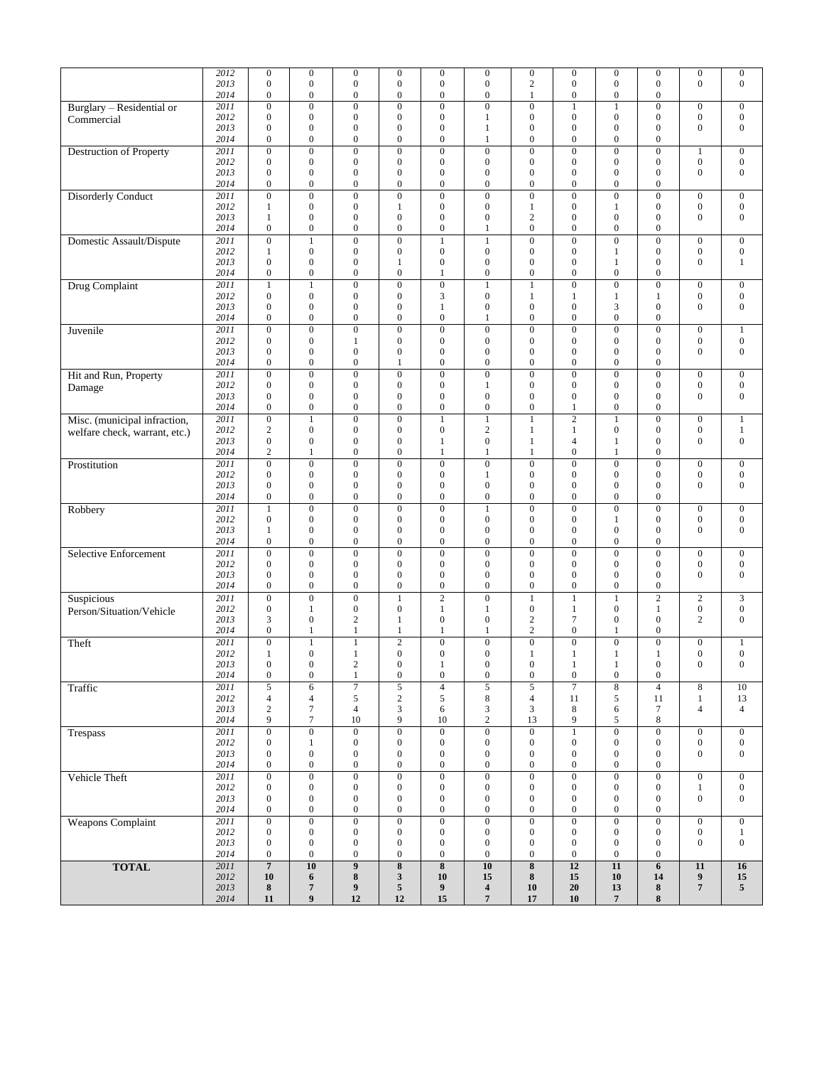| | | | | | | | | | | | | | |
|---|---|---|---|---|---|---|---|---|---|---|---|---|---|
| | 2012 | 0 | 0 | 0 | 0 | 0 | 0 | 0 | 0 | 0 | 0 | 0 | 0 |
| | 2013 | 0 | 0 | 0 | 0 | 0 | 0 | 2 | 0 | 0 | 0 | 0 | 0 |
| | 2014 | 0 | 0 | 0 | 0 | 0 | 0 | 1 | 0 | 0 | 0 | | |
| Burglary – Residential or Commercial | 2011 | 0 | 0 | 0 | 0 | 0 | 0 | 0 | 1 | 1 | 0 | 0 | 0 |
| | 2012 | 0 | 0 | 0 | 0 | 0 | 1 | 0 | 0 | 0 | 0 | 0 | 0 |
| | 2013 | 0 | 0 | 0 | 0 | 0 | 1 | 0 | 0 | 0 | 0 | 0 | 0 |
| | 2014 | 0 | 0 | 0 | 0 | 0 | 1 | 0 | 0 | 0 | 0 | | |
| Destruction of Property | 2011 | 0 | 0 | 0 | 0 | 0 | 0 | 0 | 0 | 0 | 0 | 1 | 0 |
| | 2012 | 0 | 0 | 0 | 0 | 0 | 0 | 0 | 0 | 0 | 0 | 0 | 0 |
| | 2013 | 0 | 0 | 0 | 0 | 0 | 0 | 0 | 0 | 0 | 0 | 0 | 0 |
| | 2014 | 0 | 0 | 0 | 0 | 0 | 0 | 0 | 0 | 0 | 0 | | |
| Disorderly Conduct | 2011 | 0 | 0 | 0 | 0 | 0 | 0 | 0 | 0 | 0 | 0 | 0 | 0 |
| | 2012 | 1 | 0 | 0 | 1 | 0 | 0 | 1 | 0 | 1 | 0 | 0 | 0 |
| | 2013 | 1 | 0 | 0 | 0 | 0 | 0 | 2 | 0 | 0 | 0 | 0 | 0 |
| | 2014 | 0 | 0 | 0 | 0 | 0 | 1 | 0 | 0 | 0 | 0 | | |
| Domestic Assault/Dispute | 2011 | 0 | 1 | 0 | 0 | 1 | 1 | 0 | 0 | 0 | 0 | 0 | 0 |
| | 2012 | 1 | 0 | 0 | 0 | 0 | 0 | 0 | 0 | 1 | 0 | 0 | 0 |
| | 2013 | 0 | 0 | 0 | 1 | 0 | 0 | 0 | 0 | 1 | 0 | 0 | 1 |
| | 2014 | 0 | 0 | 0 | 0 | 1 | 0 | 0 | 0 | 0 | 0 | | |
| Drug Complaint | 2011 | 1 | 1 | 0 | 0 | 0 | 1 | 1 | 0 | 0 | 0 | 0 | 0 |
| | 2012 | 0 | 0 | 0 | 0 | 3 | 0 | 1 | 1 | 1 | 1 | 0 | 0 |
| | 2013 | 0 | 0 | 0 | 0 | 1 | 0 | 0 | 0 | 3 | 0 | 0 | 0 |
| | 2014 | 0 | 0 | 0 | 0 | 0 | 1 | 0 | 0 | 0 | 0 | | |
| Juvenile | 2011 | 0 | 0 | 0 | 0 | 0 | 0 | 0 | 0 | 0 | 0 | 0 | 1 |
| | 2012 | 0 | 0 | 1 | 0 | 0 | 0 | 0 | 0 | 0 | 0 | 0 | 0 |
| | 2013 | 0 | 0 | 0 | 0 | 0 | 0 | 0 | 0 | 0 | 0 | 0 | 0 |
| | 2014 | 0 | 0 | 0 | 1 | 0 | 0 | 0 | 0 | 0 | 0 | | |
| Hit and Run, Property Damage | 2011 | 0 | 0 | 0 | 0 | 0 | 0 | 0 | 0 | 0 | 0 | 0 | 0 |
| | 2012 | 0 | 0 | 0 | 0 | 0 | 1 | 0 | 0 | 0 | 0 | 0 | 0 |
| | 2013 | 0 | 0 | 0 | 0 | 0 | 0 | 0 | 0 | 0 | 0 | 0 | 0 |
| | 2014 | 0 | 0 | 0 | 0 | 0 | 0 | 0 | 1 | 0 | 0 | | |
| Misc. (municipal infraction, welfare check, warrant, etc.) | 2011 | 0 | 1 | 0 | 0 | 1 | 1 | 1 | 2 | 1 | 0 | 0 | 1 |
| | 2012 | 2 | 0 | 0 | 0 | 0 | 2 | 1 | 1 | 0 | 0 | 0 | 1 |
| | 2013 | 0 | 0 | 0 | 0 | 1 | 0 | 1 | 4 | 1 | 0 | 0 | 0 |
| | 2014 | 2 | 1 | 0 | 0 | 1 | 1 | 1 | 0 | 1 | 0 | | |
| Prostitution | 2011 | 0 | 0 | 0 | 0 | 0 | 0 | 0 | 0 | 0 | 0 | 0 | 0 |
| | 2012 | 0 | 0 | 0 | 0 | 0 | 1 | 0 | 0 | 0 | 0 | 0 | 0 |
| | 2013 | 0 | 0 | 0 | 0 | 0 | 0 | 0 | 0 | 0 | 0 | 0 | 0 |
| | 2014 | 0 | 0 | 0 | 0 | 0 | 0 | 0 | 0 | 0 | 0 | | |
| Robbery | 2011 | 1 | 0 | 0 | 0 | 0 | 1 | 0 | 0 | 0 | 0 | 0 | 0 |
| | 2012 | 0 | 0 | 0 | 0 | 0 | 0 | 0 | 0 | 1 | 0 | 0 | 0 |
| | 2013 | 1 | 0 | 0 | 0 | 0 | 0 | 0 | 0 | 0 | 0 | 0 | 0 |
| | 2014 | 0 | 0 | 0 | 0 | 0 | 0 | 0 | 0 | 0 | 0 | | |
| Selective Enforcement | 2011 | 0 | 0 | 0 | 0 | 0 | 0 | 0 | 0 | 0 | 0 | 0 | 0 |
| | 2012 | 0 | 0 | 0 | 0 | 0 | 0 | 0 | 0 | 0 | 0 | 0 | 0 |
| | 2013 | 0 | 0 | 0 | 0 | 0 | 0 | 0 | 0 | 0 | 0 | 0 | 0 |
| | 2014 | 0 | 0 | 0 | 0 | 0 | 0 | 0 | 0 | 0 | 0 | | |
| Suspicious Person/Situation/Vehicle | 2011 | 0 | 0 | 0 | 1 | 2 | 0 | 1 | 1 | 1 | 2 | 2 | 3 |
| | 2012 | 0 | 1 | 0 | 0 | 1 | 1 | 0 | 1 | 0 | 1 | 0 | 0 |
| | 2013 | 3 | 0 | 2 | 1 | 0 | 0 | 2 | 7 | 0 | 0 | 2 | 0 |
| | 2014 | 0 | 1 | 1 | 1 | 1 | 1 | 2 | 0 | 1 | 0 | | |
| Theft | 2011 | 0 | 1 | 1 | 2 | 0 | 0 | 0 | 0 | 0 | 0 | 0 | 1 |
| | 2012 | 1 | 0 | 1 | 0 | 0 | 0 | 1 | 1 | 1 | 1 | 0 | 0 |
| | 2013 | 0 | 0 | 2 | 0 | 1 | 0 | 0 | 1 | 1 | 0 | 0 | 0 |
| | 2014 | 0 | 0 | 1 | 0 | 0 | 0 | 0 | 0 | 0 | 0 | | |
| Traffic | 2011 | 5 | 6 | 7 | 5 | 4 | 5 | 5 | 7 | 8 | 4 | 8 | 10 |
| | 2012 | 4 | 4 | 5 | 2 | 5 | 8 | 4 | 11 | 5 | 11 | 1 | 13 |
| | 2013 | 2 | 7 | 4 | 3 | 6 | 3 | 3 | 8 | 6 | 7 | 4 | 4 |
| | 2014 | 9 | 7 | 10 | 9 | 10 | 2 | 13 | 9 | 5 | 8 | | |
| Trespass | 2011 | 0 | 0 | 0 | 0 | 0 | 0 | 0 | 1 | 0 | 0 | 0 | 0 |
| | 2012 | 0 | 1 | 0 | 0 | 0 | 0 | 0 | 0 | 0 | 0 | 0 | 0 |
| | 2013 | 0 | 0 | 0 | 0 | 0 | 0 | 0 | 0 | 0 | 0 | 0 | 0 |
| | 2014 | 0 | 0 | 0 | 0 | 0 | 0 | 0 | 0 | 0 | 0 | | |
| Vehicle Theft | 2011 | 0 | 0 | 0 | 0 | 0 | 0 | 0 | 0 | 0 | 0 | 0 | 0 |
| | 2012 | 0 | 0 | 0 | 0 | 0 | 0 | 0 | 0 | 0 | 0 | 1 | 0 |
| | 2013 | 0 | 0 | 0 | 0 | 0 | 0 | 0 | 0 | 0 | 0 | 0 | 0 |
| | 2014 | 0 | 0 | 0 | 0 | 0 | 0 | 0 | 0 | 0 | 0 | | |
| Weapons Complaint | 2011 | 0 | 0 | 0 | 0 | 0 | 0 | 0 | 0 | 0 | 0 | 0 | 0 |
| | 2012 | 0 | 0 | 0 | 0 | 0 | 0 | 0 | 0 | 0 | 0 | 0 | 1 |
| | 2013 | 0 | 0 | 0 | 0 | 0 | 0 | 0 | 0 | 0 | 0 | 0 | 0 |
| | 2014 | 0 | 0 | 0 | 0 | 0 | 0 | 0 | 0 | 0 | 0 | | |
| **TOTAL** | 2011 | **7** | **10** | **9** | **8** | **8** | **10** | **8** | **12** | **11** | **6** | **11** | **16** |
| | 2012 | **10** | **6** | **8** | **3** | **10** | **15** | **8** | **15** | **10** | **14** | **9** | **15** |
| | 2013 | **8** | **7** | **9** | **5** | **9** | **4** | **10** | **20** | **13** | **8** | **7** | **5** |
| | 2014 | **11** | **9** | **12** | **12** | **15** | **7** | **17** | **10** | **7** | **8** | | |